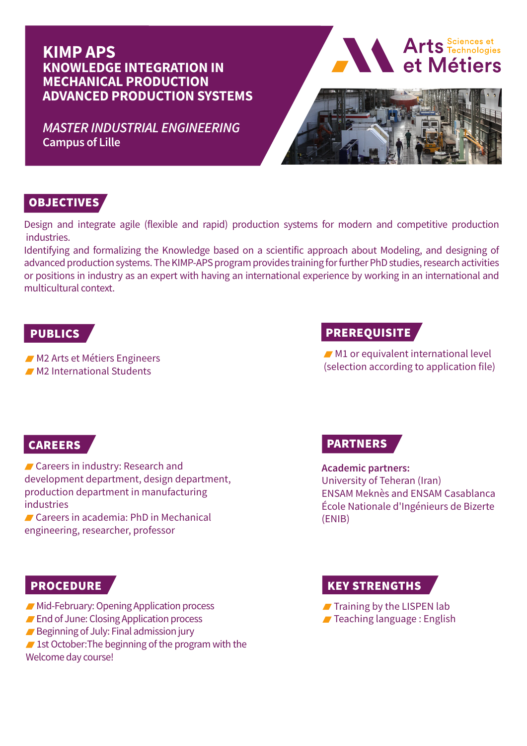# KIMP APS
## KNOWLEDGE INTEGRATION IN MECHANICAL PRODUCTION ADVANCED PRODUCTION SYSTEMS

*MASTER INDUSTRIAL ENGINEERING*
Campus of Lille

Arts Sciences et Technologies et Métiers

## OBJECTIVES

Design and integrate agile (flexible and rapid) production systems for modern and competitive production industries.
Identifying and formalizing the Knowledge based on a scientific approach about Modeling, and designing of advanced production systems. The KIMP-APS program provides training for further PhD studies, research activities or positions in industry as an expert with having an international experience by working in an international and multicultural context.

## PUBLICS

- M2 Arts et Métiers Engineers
- M2 International Students

## PREREQUISITE

- M1 or equivalent international level (selection according to application file)

## CAREERS

- Careers in industry: Research and development department, design department, production department in manufacturing industries
- Careers in academia: PhD in Mechanical engineering, researcher, professor

## PARTNERS

**Academic partners:**
University of Teheran (Iran)
ENSAM Meknès and ENSAM Casablanca
École Nationale d'Ingénieurs de Bizerte (ENIB)

## PROCEDURE

- Mid-February: Opening Application process
- End of June: Closing Application process
- Beginning of July: Final admission jury
- 1st October:The beginning of the program with the Welcome day course!

## KEY STRENGTHS

- Training by the LISPEN lab
- Teaching language : English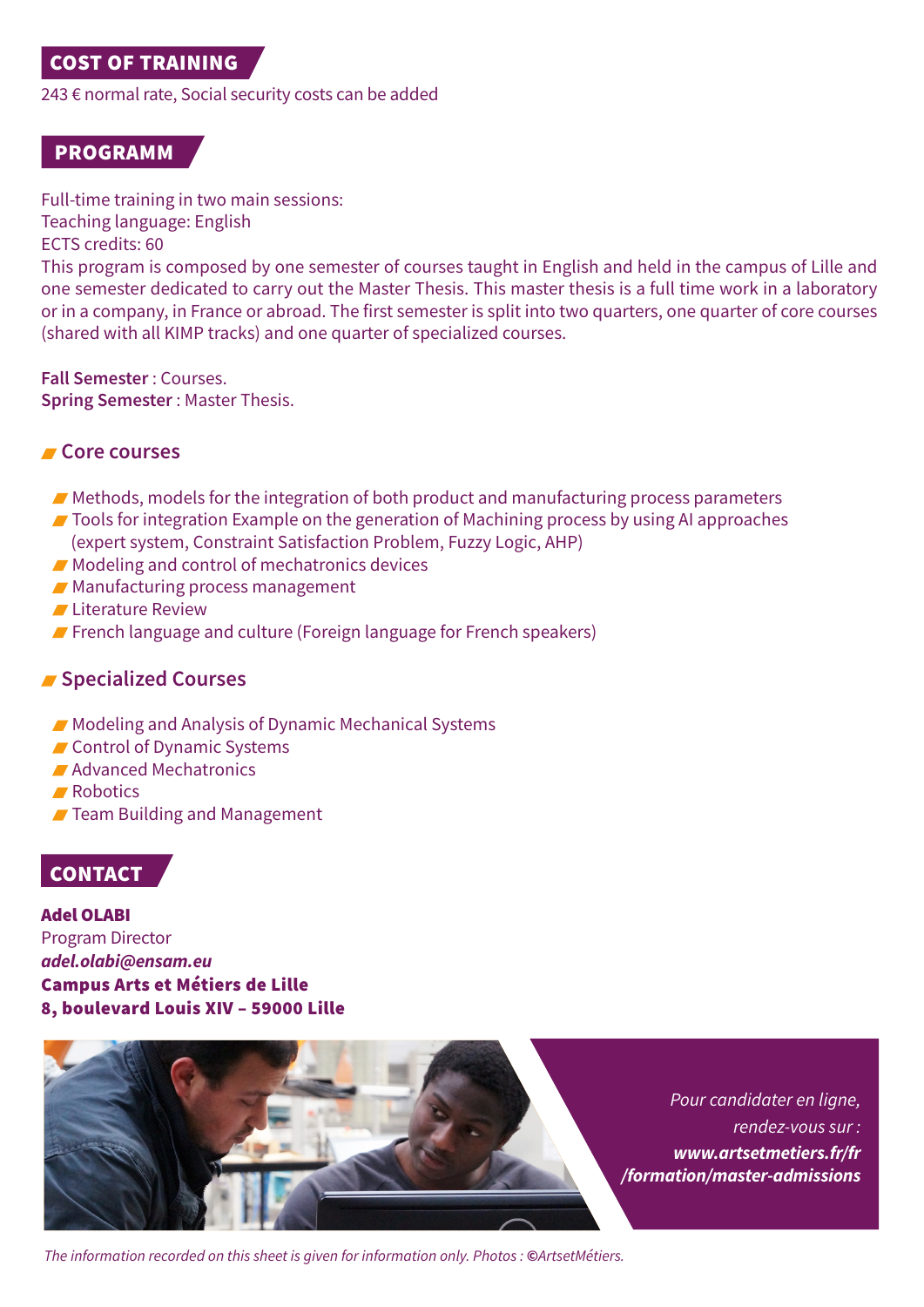## COST OF TRAINING

243 € normal rate, Social security costs can be added

## PROGRAMM

Full-time training in two main sessions:
Teaching language: English
ECTS credits: 60
This program is composed by one semester of courses taught in English and held in the campus of Lille and one semester dedicated to carry out the Master Thesis. This master thesis is a full time work in a laboratory or in a company, in France or abroad. The first semester is split into two quarters, one quarter of core courses (shared with all KIMP tracks) and one quarter of specialized courses.

**Fall Semester** : Courses.
**Spring Semester** : Master Thesis.

### Core courses

- Methods, models for the integration of both product and manufacturing process parameters
- Tools for integration Example on the generation of Machining process by using AI approaches (expert system, Constraint Satisfaction Problem, Fuzzy Logic, AHP)
- Modeling and control of mechatronics devices
- Manufacturing process management
- Literature Review
- French language and culture (Foreign language for French speakers)

### Specialized Courses

- Modeling and Analysis of Dynamic Mechanical Systems
- Control of Dynamic Systems
- Advanced Mechatronics
- Robotics
- Team Building and Management

## CONTACT

**Adel OLABI**
Program Director
***adel.olabi@ensam.eu***
**Campus Arts et Métiers de Lille**
**8, boulevard Louis XIV – 59000 Lille**

*Pour candidater en ligne, rendez-vous sur :*
***www.artsetmetiers.fr/fr/formation/master-admissions***

*The information recorded on this sheet is given for information only. Photos : ©ArtsetMétiers.*